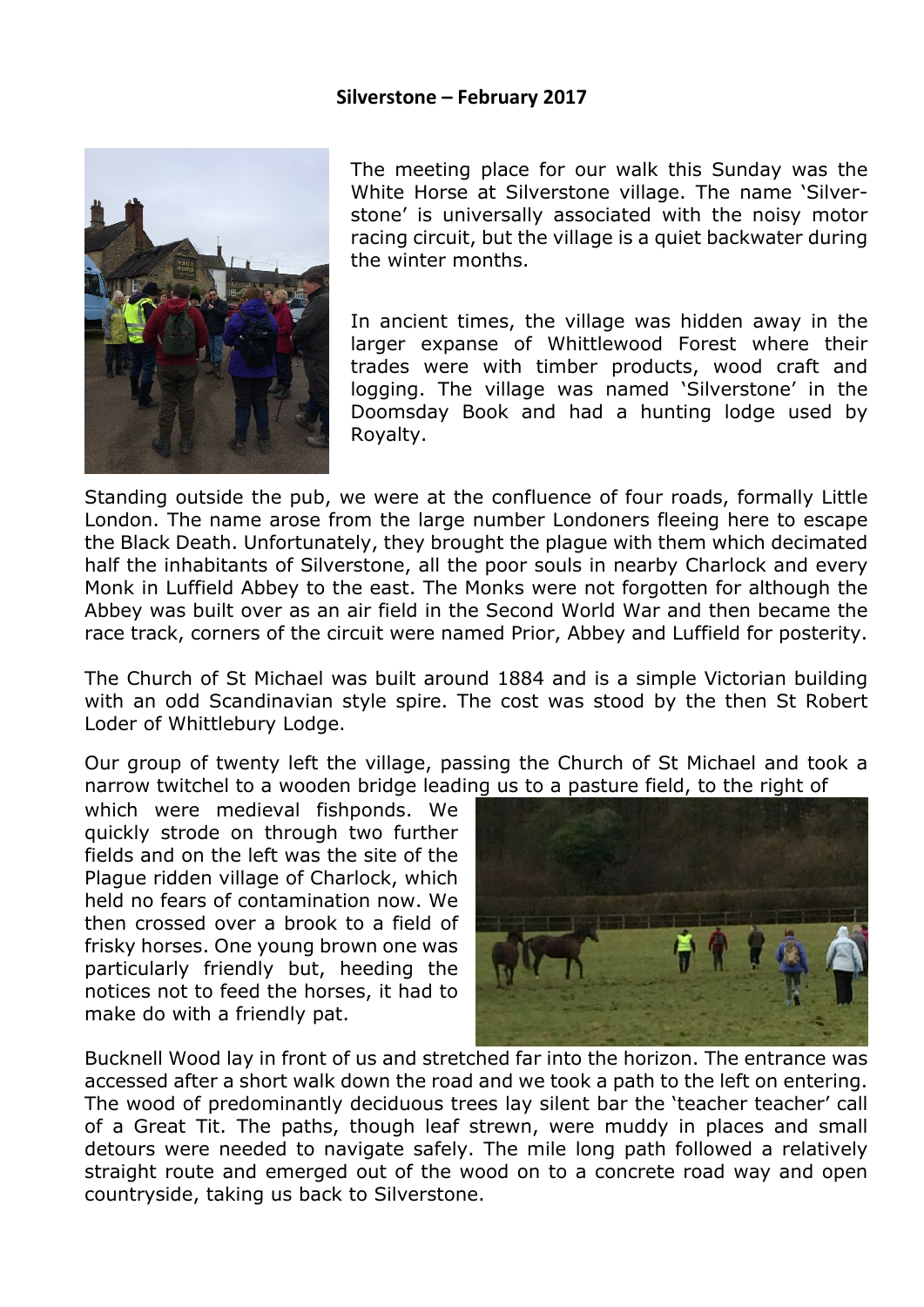**Silverstone – February 2017**

The meeting place for our walk this Sunday was the White Horse at Silverstone village. The name 'Silverstone' is universally associated with the noisy motor racing circuit, but the village is a quiet backwater during the winter months.

In ancient times, the village was hidden away in the larger expanse of Whittlewood Forest where their trades were with timber products, wood craft and logging. The village was named 'Silverstone' in the Doomsday Book and had a hunting lodge used by Royalty.

Standing outside the pub, we were at the confluence of four roads, formally Little London. The name arose from the large number Londoners fleeing here to escape the Black Death. Unfortunately, they brought the plague with them which decimated half the inhabitants of Silverstone, all the poor souls in nearby Charlock and every Monk in Luffield Abbey to the east. The Monks were not forgotten for although the Abbey was built over as an air field in the Second World War and then became the race track, corners of the circuit were named Prior, Abbey and Luffield for posterity.

The Church of St Michael was built around 1884 and is a simple Victorian building with an odd Scandinavian style spire. The cost was stood by the then St Robert Loder of Whittlebury Lodge.

Our group of twenty left the village, passing the Church of St Michael and took a narrow twitchel to a wooden bridge leading us to a pasture field, to the right of which were medieval fishponds. We quickly strode on through two further fields and on the left was the site of the Plague ridden village of Charlock, which held no fears of contamination now. We then crossed over a brook to a field of frisky horses. One young brown one was particularly friendly but, heeding the notices not to feed the horses, it had to make do with a friendly pat.

Bucknell Wood lay in front of us and stretched far into the horizon. The entrance was accessed after a short walk down the road and we took a path to the left on entering. The wood of predominantly deciduous trees lay silent bar the 'teacher teacher' call of a Great Tit. The paths, though leaf strewn, were muddy in places and small detours were needed to navigate safely. The mile long path followed a relatively straight route and emerged out of the wood on to a concrete road way and open countryside, taking us back to Silverstone.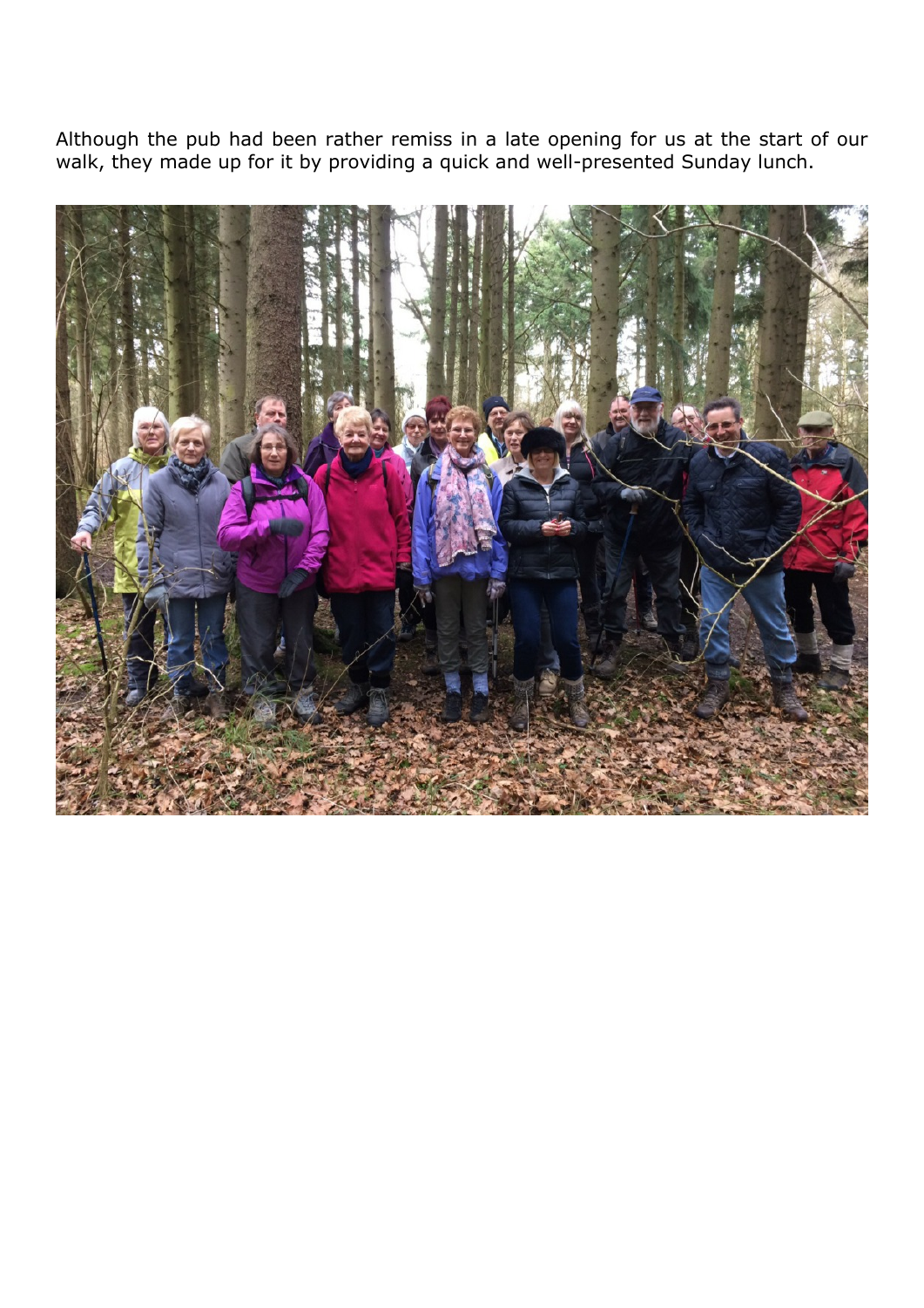Although the pub had been rather remiss in a late opening for us at the start of our walk, they made up for it by providing a quick and well-presented Sunday lunch.